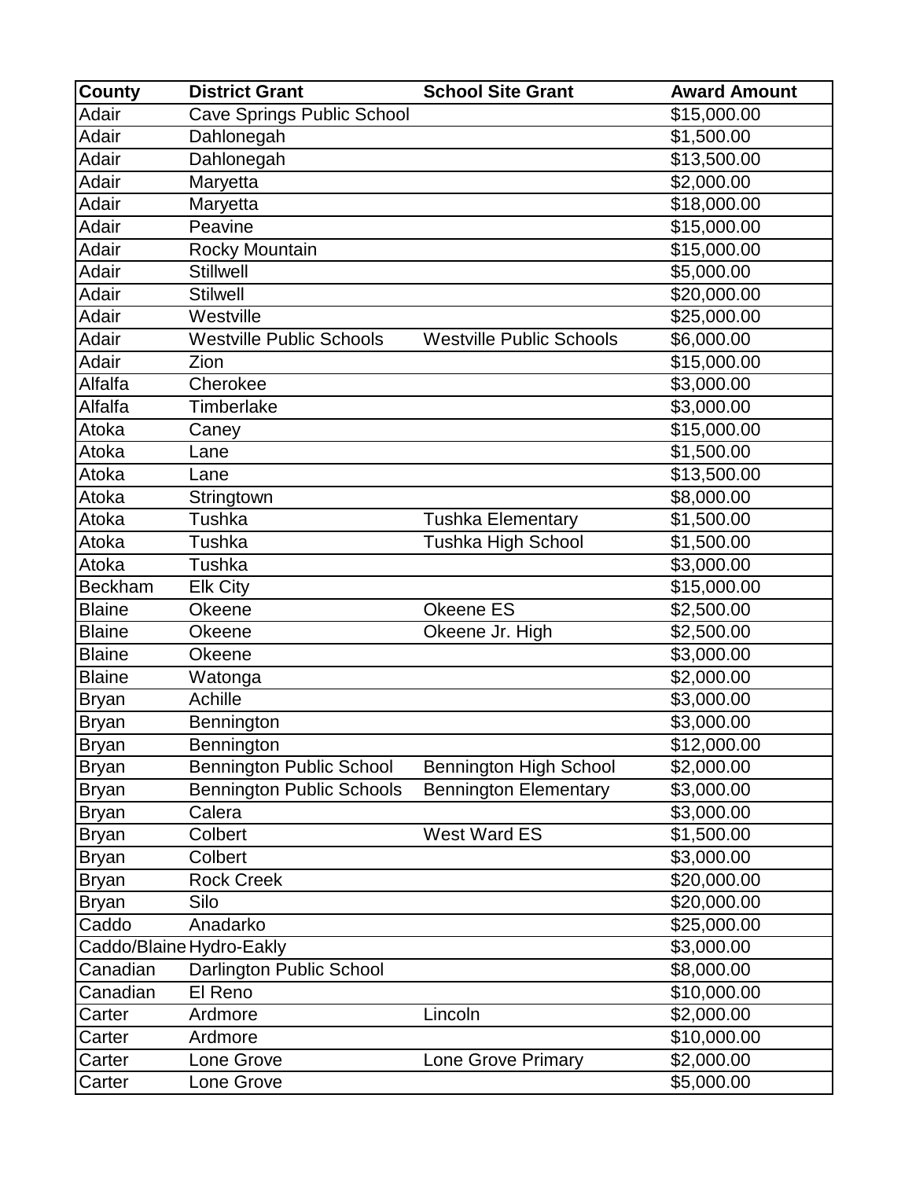| County | District Grant | School Site Grant | Award Amount |
|---|---|---|---|
| Adair | Cave Springs Public School | | $15,000.00 |
| Adair | Dahlonegah | | $1,500.00 |
| Adair | Dahlonegah | | $13,500.00 |
| Adair | Maryetta | | $2,000.00 |
| Adair | Maryetta | | $18,000.00 |
| Adair | Peavine | | $15,000.00 |
| Adair | Rocky Mountain | | $15,000.00 |
| Adair | Stillwell | | $5,000.00 |
| Adair | Stilwell | | $20,000.00 |
| Adair | Westville | | $25,000.00 |
| Adair | Westville Public Schools | Westville Public Schools | $6,000.00 |
| Adair | Zion | | $15,000.00 |
| Alfalfa | Cherokee | | $3,000.00 |
| Alfalfa | Timberlake | | $3,000.00 |
| Atoka | Caney | | $15,000.00 |
| Atoka | Lane | | $1,500.00 |
| Atoka | Lane | | $13,500.00 |
| Atoka | Stringtown | | $8,000.00 |
| Atoka | Tushka | Tushka Elementary | $1,500.00 |
| Atoka | Tushka | Tushka High School | $1,500.00 |
| Atoka | Tushka | | $3,000.00 |
| Beckham | Elk City | | $15,000.00 |
| Blaine | Okeene | Okeene ES | $2,500.00 |
| Blaine | Okeene | Okeene Jr. High | $2,500.00 |
| Blaine | Okeene | | $3,000.00 |
| Blaine | Watonga | | $2,000.00 |
| Bryan | Achille | | $3,000.00 |
| Bryan | Bennington | | $3,000.00 |
| Bryan | Bennington | | $12,000.00 |
| Bryan | Bennington Public School | Bennington High School | $2,000.00 |
| Bryan | Bennington Public Schools | Bennington Elementary | $3,000.00 |
| Bryan | Calera | | $3,000.00 |
| Bryan | Colbert | West Ward ES | $1,500.00 |
| Bryan | Colbert | | $3,000.00 |
| Bryan | Rock Creek | | $20,000.00 |
| Bryan | Silo | | $20,000.00 |
| Caddo | Anadarko | | $25,000.00 |
| Caddo/Blaine | Hydro-Eakly | | $3,000.00 |
| Canadian | Darlington Public School | | $8,000.00 |
| Canadian | El Reno | | $10,000.00 |
| Carter | Ardmore | Lincoln | $2,000.00 |
| Carter | Ardmore | | $10,000.00 |
| Carter | Lone Grove | Lone Grove Primary | $2,000.00 |
| Carter | Lone Grove | | $5,000.00 |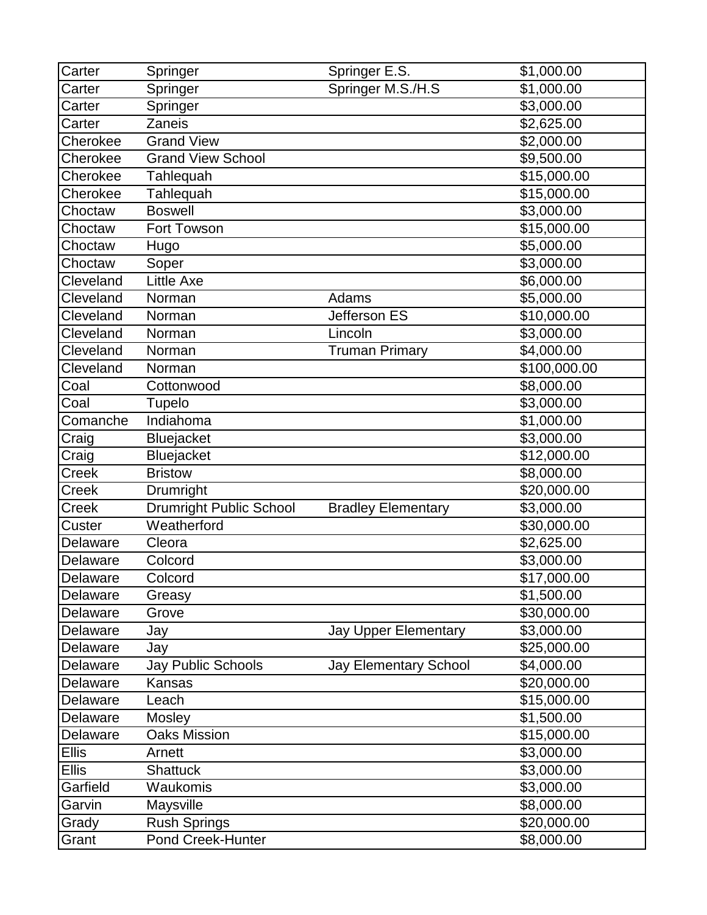| Carter | Springer | Springer E.S. | $1,000.00 |
|---|---|---|---|
| Carter | Springer | Springer M.S./H.S | $1,000.00 |
| Carter | Springer | | $3,000.00 |
| Carter | Zaneis | | $2,625.00 |
| Cherokee | Grand View | | $2,000.00 |
| Cherokee | Grand View School | | $9,500.00 |
| Cherokee | Tahlequah | | $15,000.00 |
| Cherokee | Tahlequah | | $15,000.00 |
| Choctaw | Boswell | | $3,000.00 |
| Choctaw | Fort Towson | | $15,000.00 |
| Choctaw | Hugo | | $5,000.00 |
| Choctaw | Soper | | $3,000.00 |
| Cleveland | Little Axe | | $6,000.00 |
| Cleveland | Norman | Adams | $5,000.00 |
| Cleveland | Norman | Jefferson ES | $10,000.00 |
| Cleveland | Norman | Lincoln | $3,000.00 |
| Cleveland | Norman | Truman Primary | $4,000.00 |
| Cleveland | Norman | | $100,000.00 |
| Coal | Cottonwood | | $8,000.00 |
| Coal | Tupelo | | $3,000.00 |
| Comanche | Indiahoma | | $1,000.00 |
| Craig | Bluejacket | | $3,000.00 |
| Craig | Bluejacket | | $12,000.00 |
| Creek | Bristow | | $8,000.00 |
| Creek | Drumright | | $20,000.00 |
| Creek | Drumright Public School | Bradley Elementary | $3,000.00 |
| Custer | Weatherford | | $30,000.00 |
| Delaware | Cleora | | $2,625.00 |
| Delaware | Colcord | | $3,000.00 |
| Delaware | Colcord | | $17,000.00 |
| Delaware | Greasy | | $1,500.00 |
| Delaware | Grove | | $30,000.00 |
| Delaware | Jay | Jay Upper Elementary | $3,000.00 |
| Delaware | Jay | | $25,000.00 |
| Delaware | Jay Public Schools | Jay Elementary School | $4,000.00 |
| Delaware | Kansas | | $20,000.00 |
| Delaware | Leach | | $15,000.00 |
| Delaware | Mosley | | $1,500.00 |
| Delaware | Oaks Mission | | $15,000.00 |
| Ellis | Arnett | | $3,000.00 |
| Ellis | Shattuck | | $3,000.00 |
| Garfield | Waukomis | | $3,000.00 |
| Garvin | Maysville | | $8,000.00 |
| Grady | Rush Springs | | $20,000.00 |
| Grant | Pond Creek-Hunter | | $8,000.00 |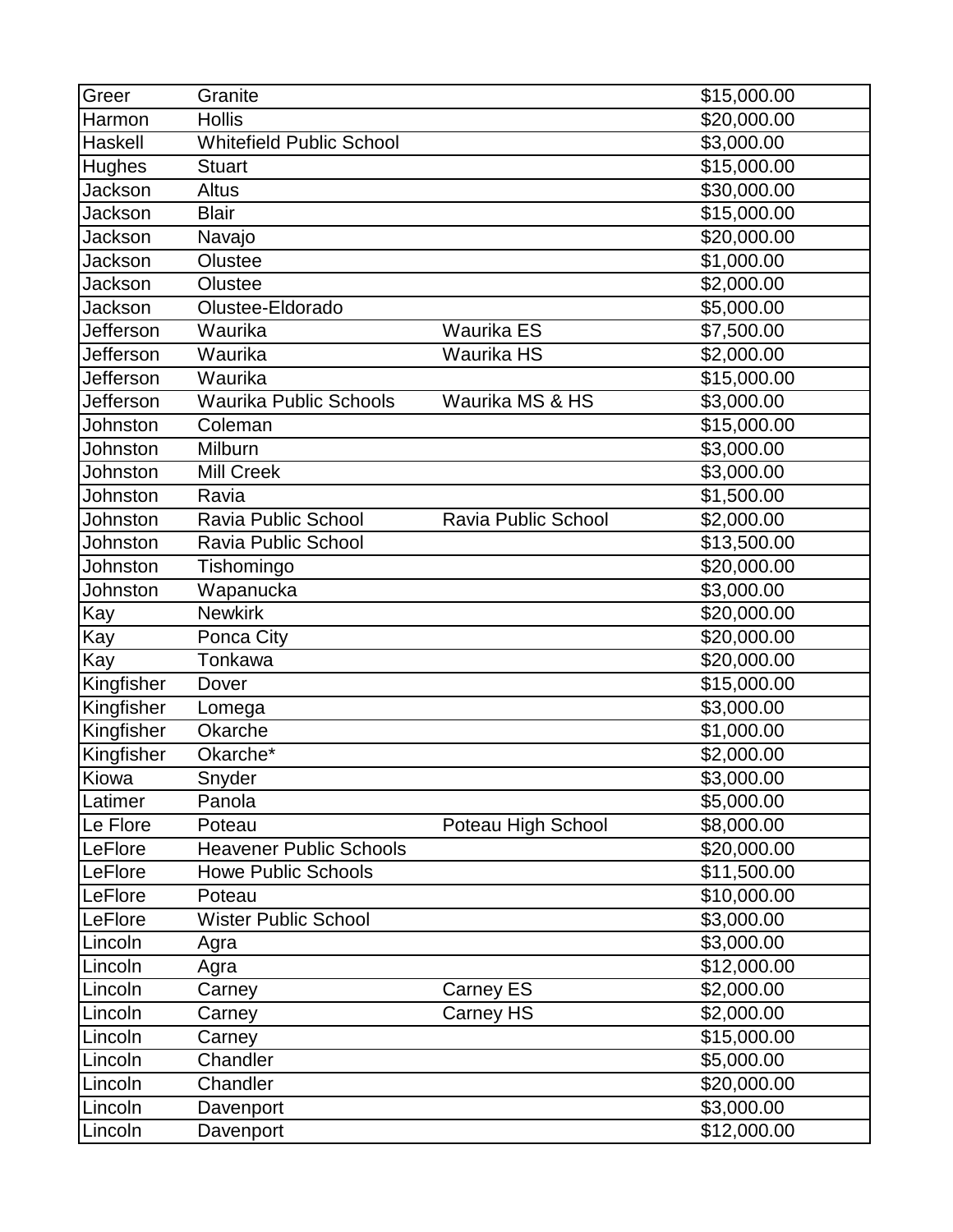| | | | |
|---|---|---|---|
| Greer | Granite | | $15,000.00 |
| Harmon | Hollis | | $20,000.00 |
| Haskell | Whitefield Public School | | $3,000.00 |
| Hughes | Stuart | | $15,000.00 |
| Jackson | Altus | | $30,000.00 |
| Jackson | Blair | | $15,000.00 |
| Jackson | Navajo | | $20,000.00 |
| Jackson | Olustee | | $1,000.00 |
| Jackson | Olustee | | $2,000.00 |
| Jackson | Olustee-Eldorado | | $5,000.00 |
| Jefferson | Waurika | Waurika ES | $7,500.00 |
| Jefferson | Waurika | Waurika HS | $2,000.00 |
| Jefferson | Waurika | | $15,000.00 |
| Jefferson | Waurika Public Schools | Waurika MS & HS | $3,000.00 |
| Johnston | Coleman | | $15,000.00 |
| Johnston | Milburn | | $3,000.00 |
| Johnston | Mill Creek | | $3,000.00 |
| Johnston | Ravia | | $1,500.00 |
| Johnston | Ravia Public School | Ravia Public School | $2,000.00 |
| Johnston | Ravia Public School | | $13,500.00 |
| Johnston | Tishomingo | | $20,000.00 |
| Johnston | Wapanucka | | $3,000.00 |
| Kay | Newkirk | | $20,000.00 |
| Kay | Ponca City | | $20,000.00 |
| Kay | Tonkawa | | $20,000.00 |
| Kingfisher | Dover | | $15,000.00 |
| Kingfisher | Lomega | | $3,000.00 |
| Kingfisher | Okarche | | $1,000.00 |
| Kingfisher | Okarche* | | $2,000.00 |
| Kiowa | Snyder | | $3,000.00 |
| Latimer | Panola | | $5,000.00 |
| Le Flore | Poteau | Poteau High School | $8,000.00 |
| LeFlore | Heavener Public Schools | | $20,000.00 |
| LeFlore | Howe Public Schools | | $11,500.00 |
| LeFlore | Poteau | | $10,000.00 |
| LeFlore | Wister Public School | | $3,000.00 |
| Lincoln | Agra | | $3,000.00 |
| Lincoln | Agra | | $12,000.00 |
| Lincoln | Carney | Carney ES | $2,000.00 |
| Lincoln | Carney | Carney HS | $2,000.00 |
| Lincoln | Carney | | $15,000.00 |
| Lincoln | Chandler | | $5,000.00 |
| Lincoln | Chandler | | $20,000.00 |
| Lincoln | Davenport | | $3,000.00 |
| Lincoln | Davenport | | $12,000.00 |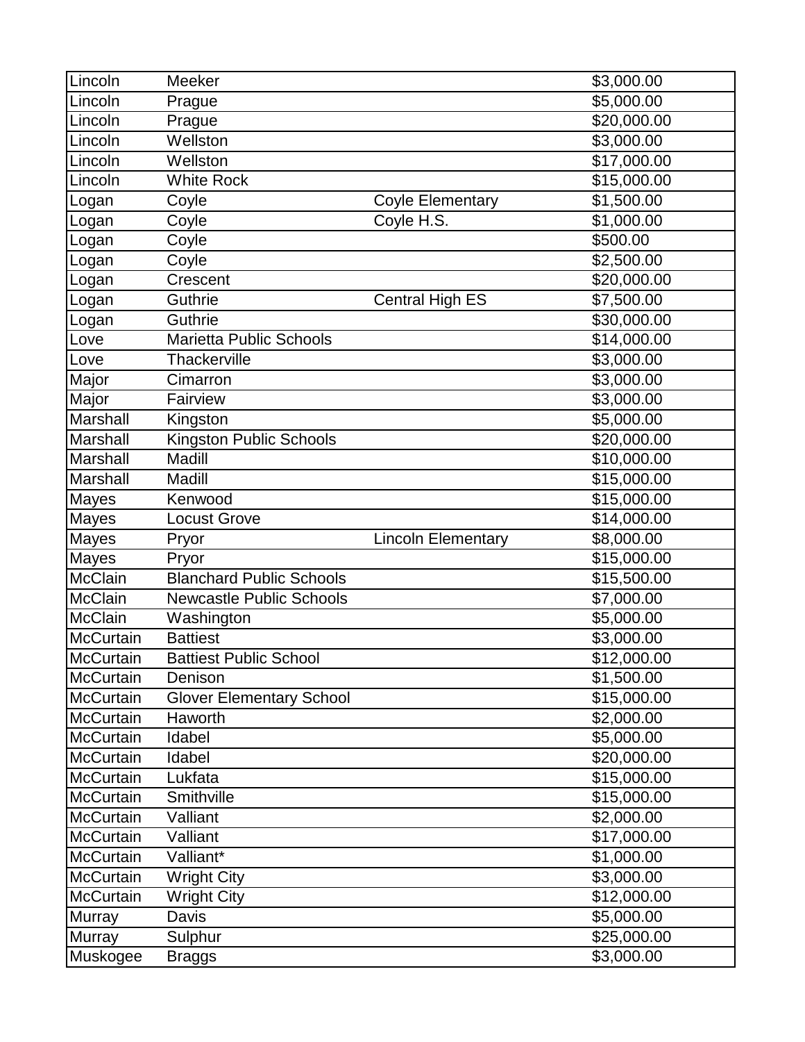| | | | |
|---|---|---|---|
| Lincoln | Meeker | | $3,000.00 |
| Lincoln | Prague | | $5,000.00 |
| Lincoln | Prague | | $20,000.00 |
| Lincoln | Wellston | | $3,000.00 |
| Lincoln | Wellston | | $17,000.00 |
| Lincoln | White Rock | | $15,000.00 |
| Logan | Coyle | Coyle Elementary | $1,500.00 |
| Logan | Coyle | Coyle H.S. | $1,000.00 |
| Logan | Coyle | | $500.00 |
| Logan | Coyle | | $2,500.00 |
| Logan | Crescent | | $20,000.00 |
| Logan | Guthrie | Central High ES | $7,500.00 |
| Logan | Guthrie | | $30,000.00 |
| Love | Marietta Public Schools | | $14,000.00 |
| Love | Thackerville | | $3,000.00 |
| Major | Cimarron | | $3,000.00 |
| Major | Fairview | | $3,000.00 |
| Marshall | Kingston | | $5,000.00 |
| Marshall | Kingston Public Schools | | $20,000.00 |
| Marshall | Madill | | $10,000.00 |
| Marshall | Madill | | $15,000.00 |
| Mayes | Kenwood | | $15,000.00 |
| Mayes | Locust Grove | | $14,000.00 |
| Mayes | Pryor | Lincoln Elementary | $8,000.00 |
| Mayes | Pryor | | $15,000.00 |
| McClain | Blanchard Public Schools | | $15,500.00 |
| McClain | Newcastle Public Schools | | $7,000.00 |
| McClain | Washington | | $5,000.00 |
| McCurtain | Battiest | | $3,000.00 |
| McCurtain | Battiest Public School | | $12,000.00 |
| McCurtain | Denison | | $1,500.00 |
| McCurtain | Glover Elementary School | | $15,000.00 |
| McCurtain | Haworth | | $2,000.00 |
| McCurtain | Idabel | | $5,000.00 |
| McCurtain | Idabel | | $20,000.00 |
| McCurtain | Lukfata | | $15,000.00 |
| McCurtain | Smithville | | $15,000.00 |
| McCurtain | Valliant | | $2,000.00 |
| McCurtain | Valliant | | $17,000.00 |
| McCurtain | Valliant* | | $1,000.00 |
| McCurtain | Wright City | | $3,000.00 |
| McCurtain | Wright City | | $12,000.00 |
| Murray | Davis | | $5,000.00 |
| Murray | Sulphur | | $25,000.00 |
| Muskogee | Braggs | | $3,000.00 |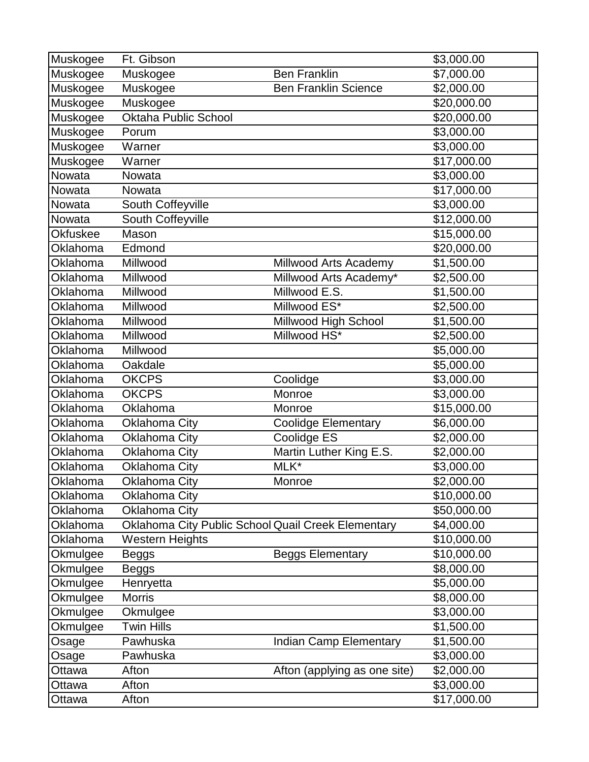| | | | |
|---|---|---|---|
| Muskogee | Ft. Gibson | | $3,000.00 |
| Muskogee | Muskogee | Ben Franklin | $7,000.00 |
| Muskogee | Muskogee | Ben Franklin Science | $2,000.00 |
| Muskogee | Muskogee | | $20,000.00 |
| Muskogee | Oktaha Public School | | $20,000.00 |
| Muskogee | Porum | | $3,000.00 |
| Muskogee | Warner | | $3,000.00 |
| Muskogee | Warner | | $17,000.00 |
| Nowata | Nowata | | $3,000.00 |
| Nowata | Nowata | | $17,000.00 |
| Nowata | South Coffeyville | | $3,000.00 |
| Nowata | South Coffeyville | | $12,000.00 |
| Okfuskee | Mason | | $15,000.00 |
| Oklahoma | Edmond | | $20,000.00 |
| Oklahoma | Millwood | Millwood Arts Academy | $1,500.00 |
| Oklahoma | Millwood | Millwood Arts Academy* | $2,500.00 |
| Oklahoma | Millwood | Millwood E.S. | $1,500.00 |
| Oklahoma | Millwood | Millwood ES* | $2,500.00 |
| Oklahoma | Millwood | Millwood High School | $1,500.00 |
| Oklahoma | Millwood | Millwood HS* | $2,500.00 |
| Oklahoma | Millwood | | $5,000.00 |
| Oklahoma | Oakdale | | $5,000.00 |
| Oklahoma | OKCPS | Coolidge | $3,000.00 |
| Oklahoma | OKCPS | Monroe | $3,000.00 |
| Oklahoma | Oklahoma | Monroe | $15,000.00 |
| Oklahoma | Oklahoma City | Coolidge Elementary | $6,000.00 |
| Oklahoma | Oklahoma City | Coolidge ES | $2,000.00 |
| Oklahoma | Oklahoma City | Martin Luther King E.S. | $2,000.00 |
| Oklahoma | Oklahoma City | MLK* | $3,000.00 |
| Oklahoma | Oklahoma City | Monroe | $2,000.00 |
| Oklahoma | Oklahoma City | | $10,000.00 |
| Oklahoma | Oklahoma City | | $50,000.00 |
| Oklahoma | Oklahoma City Public School | Quail Creek Elementary | $4,000.00 |
| Oklahoma | Western Heights | | $10,000.00 |
| Okmulgee | Beggs | Beggs Elementary | $10,000.00 |
| Okmulgee | Beggs | | $8,000.00 |
| Okmulgee | Henryetta | | $5,000.00 |
| Okmulgee | Morris | | $8,000.00 |
| Okmulgee | Okmulgee | | $3,000.00 |
| Okmulgee | Twin Hills | | $1,500.00 |
| Osage | Pawhuska | Indian Camp Elementary | $1,500.00 |
| Osage | Pawhuska | | $3,000.00 |
| Ottawa | Afton | Afton (applying as one site) | $2,000.00 |
| Ottawa | Afton | | $3,000.00 |
| Ottawa | Afton | | $17,000.00 |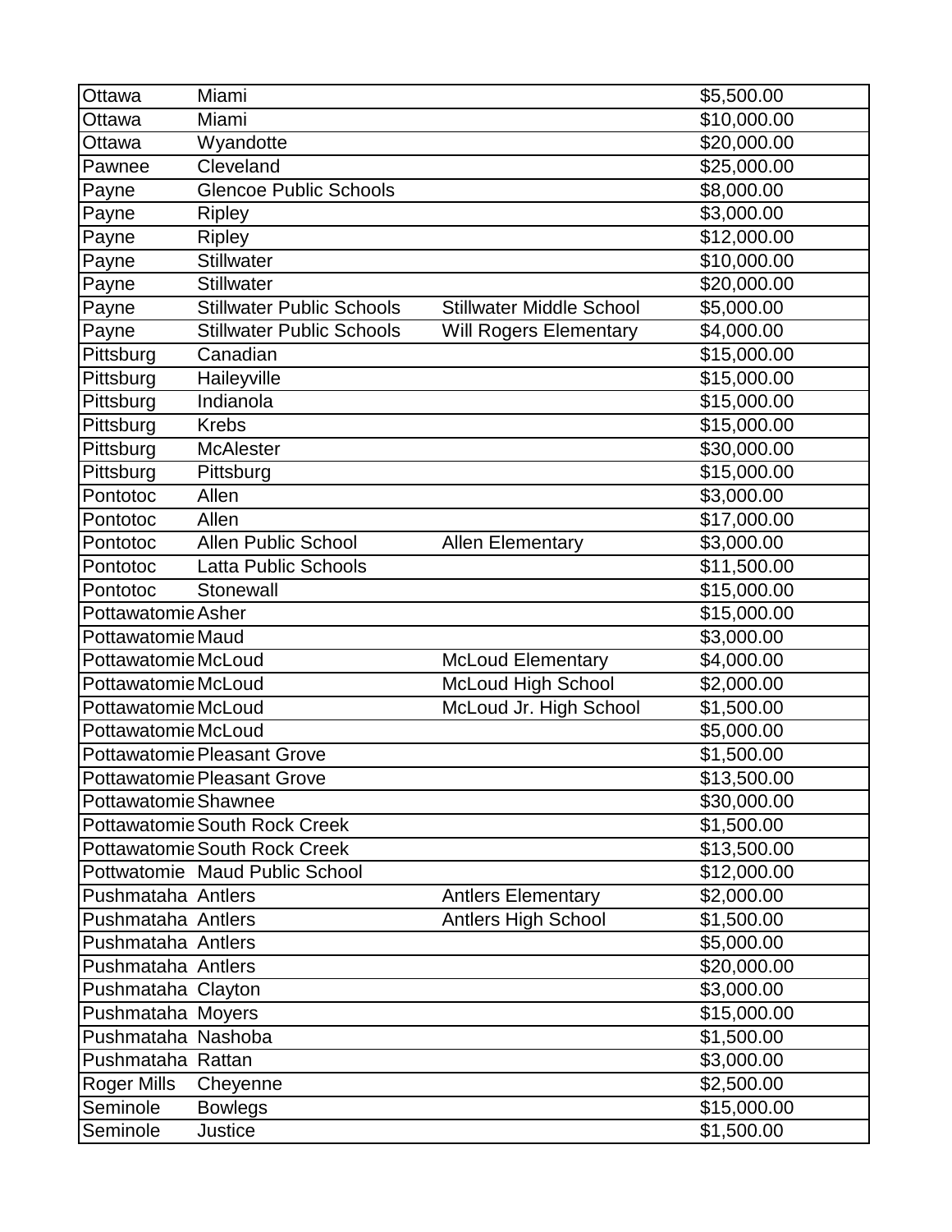| | | | |
|---|---|---|---|
| Ottawa | Miami | | $5,500.00 |
| Ottawa | Miami | | $10,000.00 |
| Ottawa | Wyandotte | | $20,000.00 |
| Pawnee | Cleveland | | $25,000.00 |
| Payne | Glencoe Public Schools | | $8,000.00 |
| Payne | Ripley | | $3,000.00 |
| Payne | Ripley | | $12,000.00 |
| Payne | Stillwater | | $10,000.00 |
| Payne | Stillwater | | $20,000.00 |
| Payne | Stillwater Public Schools | Stillwater Middle School | $5,000.00 |
| Payne | Stillwater Public Schools | Will Rogers Elementary | $4,000.00 |
| Pittsburg | Canadian | | $15,000.00 |
| Pittsburg | Haileyville | | $15,000.00 |
| Pittsburg | Indianola | | $15,000.00 |
| Pittsburg | Krebs | | $15,000.00 |
| Pittsburg | McAlester | | $30,000.00 |
| Pittsburg | Pittsburg | | $15,000.00 |
| Pontotoc | Allen | | $3,000.00 |
| Pontotoc | Allen | | $17,000.00 |
| Pontotoc | Allen Public School | Allen Elementary | $3,000.00 |
| Pontotoc | Latta Public Schools | | $11,500.00 |
| Pontotoc | Stonewall | | $15,000.00 |
| Pottawatomie | Asher | | $15,000.00 |
| Pottawatomie | Maud | | $3,000.00 |
| Pottawatomie | McLoud | McLoud Elementary | $4,000.00 |
| Pottawatomie | McLoud | McLoud High School | $2,000.00 |
| Pottawatomie | McLoud | McLoud Jr. High School | $1,500.00 |
| Pottawatomie | McLoud | | $5,000.00 |
| Pottawatomie | Pleasant Grove | | $1,500.00 |
| Pottawatomie | Pleasant Grove | | $13,500.00 |
| Pottawatomie | Shawnee | | $30,000.00 |
| Pottawatomie | South Rock Creek | | $1,500.00 |
| Pottawatomie | South Rock Creek | | $13,500.00 |
| Pottwatomie | Maud Public School | | $12,000.00 |
| Pushmataha | Antlers | Antlers Elementary | $2,000.00 |
| Pushmataha | Antlers | Antlers High School | $1,500.00 |
| Pushmataha | Antlers | | $5,000.00 |
| Pushmataha | Antlers | | $20,000.00 |
| Pushmataha | Clayton | | $3,000.00 |
| Pushmataha | Moyers | | $15,000.00 |
| Pushmataha | Nashoba | | $1,500.00 |
| Pushmataha | Rattan | | $3,000.00 |
| Roger Mills | Cheyenne | | $2,500.00 |
| Seminole | Bowlegs | | $15,000.00 |
| Seminole | Justice | | $1,500.00 |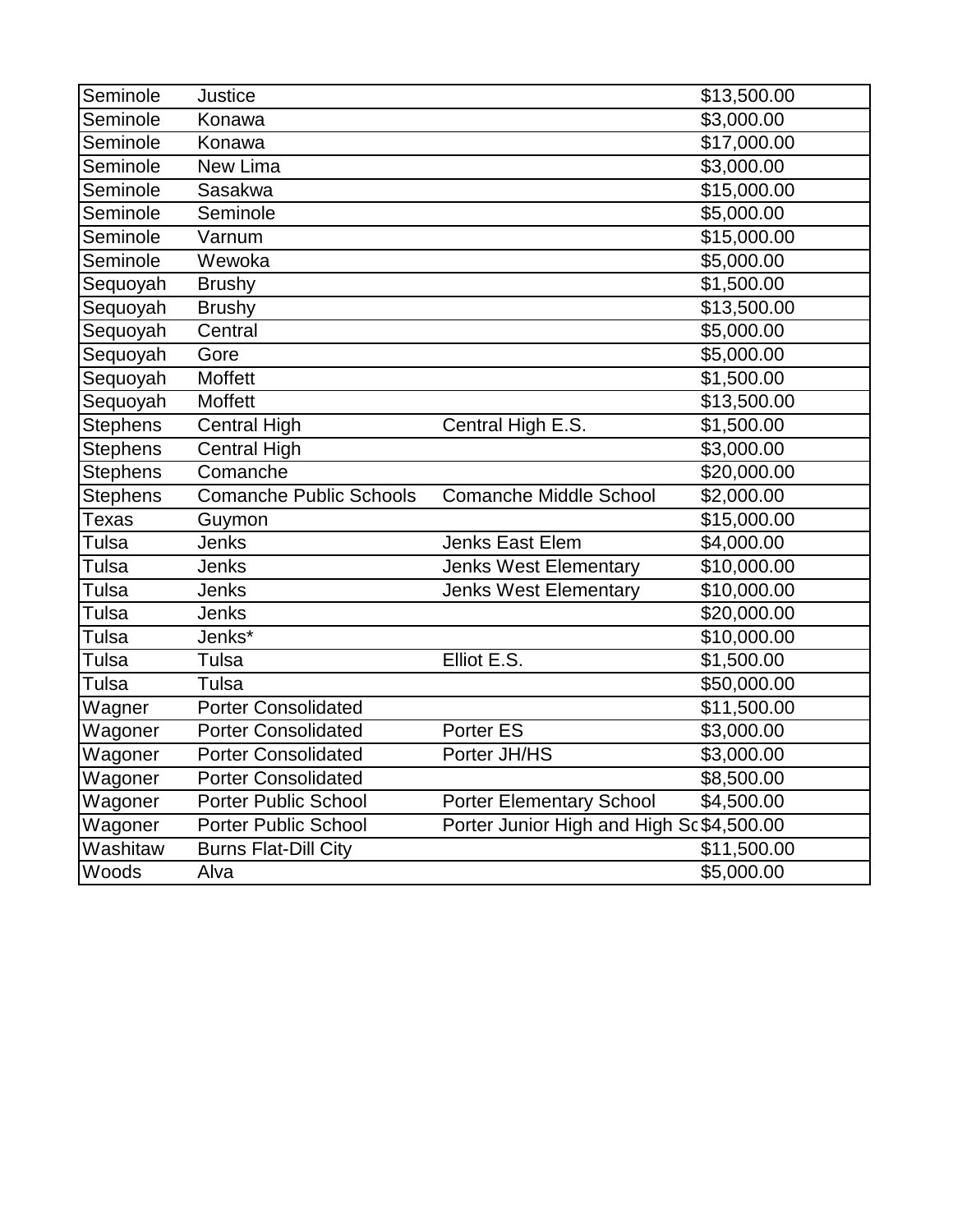| | | | |
|---|---|---|---|
| Seminole | Justice | | $13,500.00 |
| Seminole | Konawa | | $3,000.00 |
| Seminole | Konawa | | $17,000.00 |
| Seminole | New Lima | | $3,000.00 |
| Seminole | Sasakwa | | $15,000.00 |
| Seminole | Seminole | | $5,000.00 |
| Seminole | Varnum | | $15,000.00 |
| Seminole | Wewoka | | $5,000.00 |
| Sequoyah | Brushy | | $1,500.00 |
| Sequoyah | Brushy | | $13,500.00 |
| Sequoyah | Central | | $5,000.00 |
| Sequoyah | Gore | | $5,000.00 |
| Sequoyah | Moffett | | $1,500.00 |
| Sequoyah | Moffett | | $13,500.00 |
| Stephens | Central High | Central High E.S. | $1,500.00 |
| Stephens | Central High | | $3,000.00 |
| Stephens | Comanche | | $20,000.00 |
| Stephens | Comanche Public Schools | Comanche Middle School | $2,000.00 |
| Texas | Guymon | | $15,000.00 |
| Tulsa | Jenks | Jenks East Elem | $4,000.00 |
| Tulsa | Jenks | Jenks West Elementary | $10,000.00 |
| Tulsa | Jenks | Jenks West Elementary | $10,000.00 |
| Tulsa | Jenks | | $20,000.00 |
| Tulsa | Jenks* | | $10,000.00 |
| Tulsa | Tulsa | Elliot E.S. | $1,500.00 |
| Tulsa | Tulsa | | $50,000.00 |
| Wagner | Porter Consolidated | | $11,500.00 |
| Wagoner | Porter Consolidated | Porter ES | $3,000.00 |
| Wagoner | Porter Consolidated | Porter JH/HS | $3,000.00 |
| Wagoner | Porter Consolidated | | $8,500.00 |
| Wagoner | Porter Public School | Porter Elementary School | $4,500.00 |
| Wagoner | Porter Public School | Porter Junior High and High Sc | $4,500.00 |
| Washitaw | Burns Flat-Dill City | | $11,500.00 |
| Woods | Alva | | $5,000.00 |